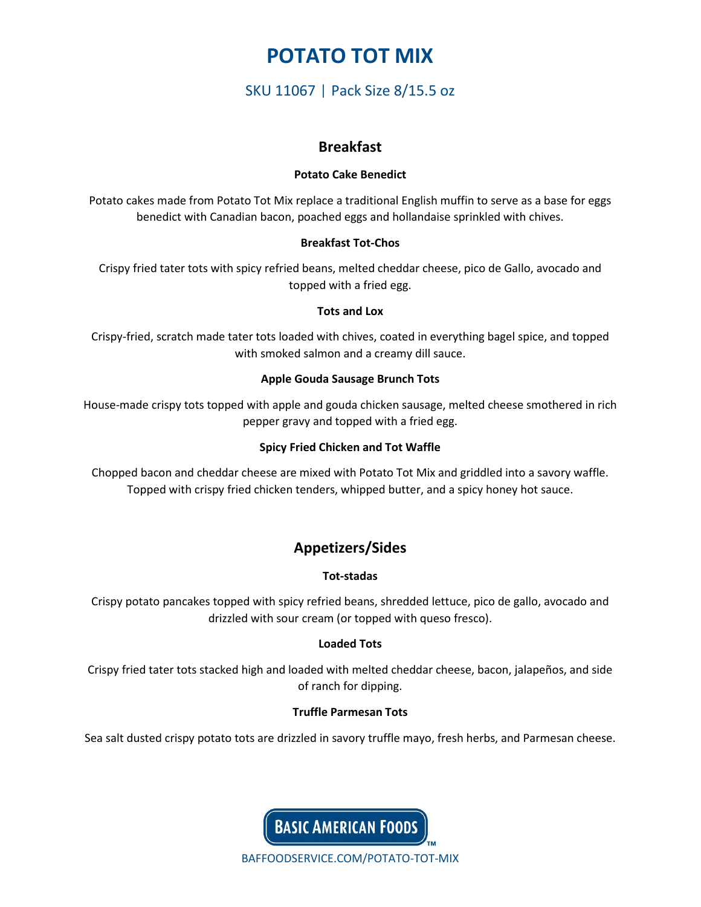# POTATO TOT MIX

SKU 11067 | Pack Size 8/15.5 oz

## Breakfast

**Potato Cake Benedict**

Potato cakes made from Potato Tot Mix replace a traditional English muffin to serve as a base for eggs benedict with Canadian bacon, poached eggs and hollandaise sprinkled with chives.

**Breakfast Tot-Chos**

Crispy fried tater tots with spicy refried beans, melted cheddar cheese, pico de Gallo, avocado and topped with a fried egg.

**Tots and Lox**

Crispy-fried, scratch made tater tots loaded with chives, coated in everything bagel spice, and topped with smoked salmon and a creamy dill sauce.

**Apple Gouda Sausage Brunch Tots**

House-made crispy tots topped with apple and gouda chicken sausage, melted cheese smothered in rich pepper gravy and topped with a fried egg.

**Spicy Fried Chicken and Tot Waffle**

Chopped bacon and cheddar cheese are mixed with Potato Tot Mix and griddled into a savory waffle. Topped with crispy fried chicken tenders, whipped butter, and a spicy honey hot sauce.

## Appetizers/Sides

**Tot-stadas**

Crispy potato pancakes topped with spicy refried beans, shredded lettuce, pico de gallo, avocado and drizzled with sour cream (or topped with queso fresco).

**Loaded Tots**

Crispy fried tater tots stacked high and loaded with melted cheddar cheese, bacon, jalapeños, and side of ranch for dipping.

**Truffle Parmesan Tots**

Sea salt dusted crispy potato tots are drizzled in savory truffle mayo, fresh herbs, and Parmesan cheese.

BASIC AMERICAN FOODS™

BAFFOODSERVICE.COM/POTATO-TOT-MIX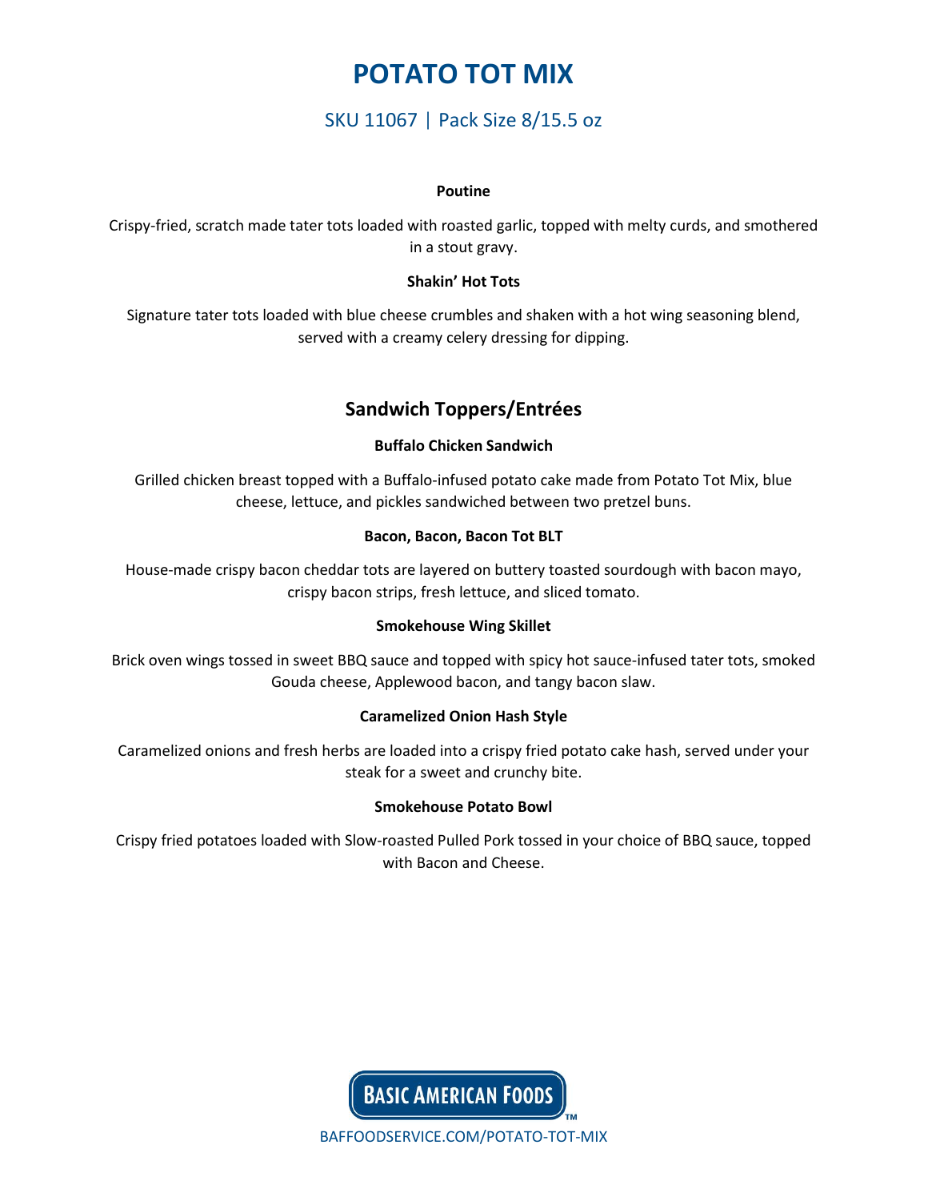# POTATO TOT MIX

## SKU 11067 | Pack Size 8/15.5 oz

**Poutine**

Crispy-fried, scratch made tater tots loaded with roasted garlic, topped with melty curds, and smothered in a stout gravy.

**Shakin' Hot Tots**

Signature tater tots loaded with blue cheese crumbles and shaken with a hot wing seasoning blend, served with a creamy celery dressing for dipping.

## Sandwich Toppers/Entrées

**Buffalo Chicken Sandwich**

Grilled chicken breast topped with a Buffalo-infused potato cake made from Potato Tot Mix, blue cheese, lettuce, and pickles sandwiched between two pretzel buns.

**Bacon, Bacon, Bacon Tot BLT**

House-made crispy bacon cheddar tots are layered on buttery toasted sourdough with bacon mayo, crispy bacon strips, fresh lettuce, and sliced tomato.

**Smokehouse Wing Skillet**

Brick oven wings tossed in sweet BBQ sauce and topped with spicy hot sauce-infused tater tots, smoked Gouda cheese, Applewood bacon, and tangy bacon slaw.

**Caramelized Onion Hash Style**

Caramelized onions and fresh herbs are loaded into a crispy fried potato cake hash, served under your steak for a sweet and crunchy bite.

**Smokehouse Potato Bowl**

Crispy fried potatoes loaded with Slow-roasted Pulled Pork tossed in your choice of BBQ sauce, topped with Bacon and Cheese.

BASIC AMERICAN FOODS™

BAFFOODSERVICE.COM/POTATO-TOT-MIX